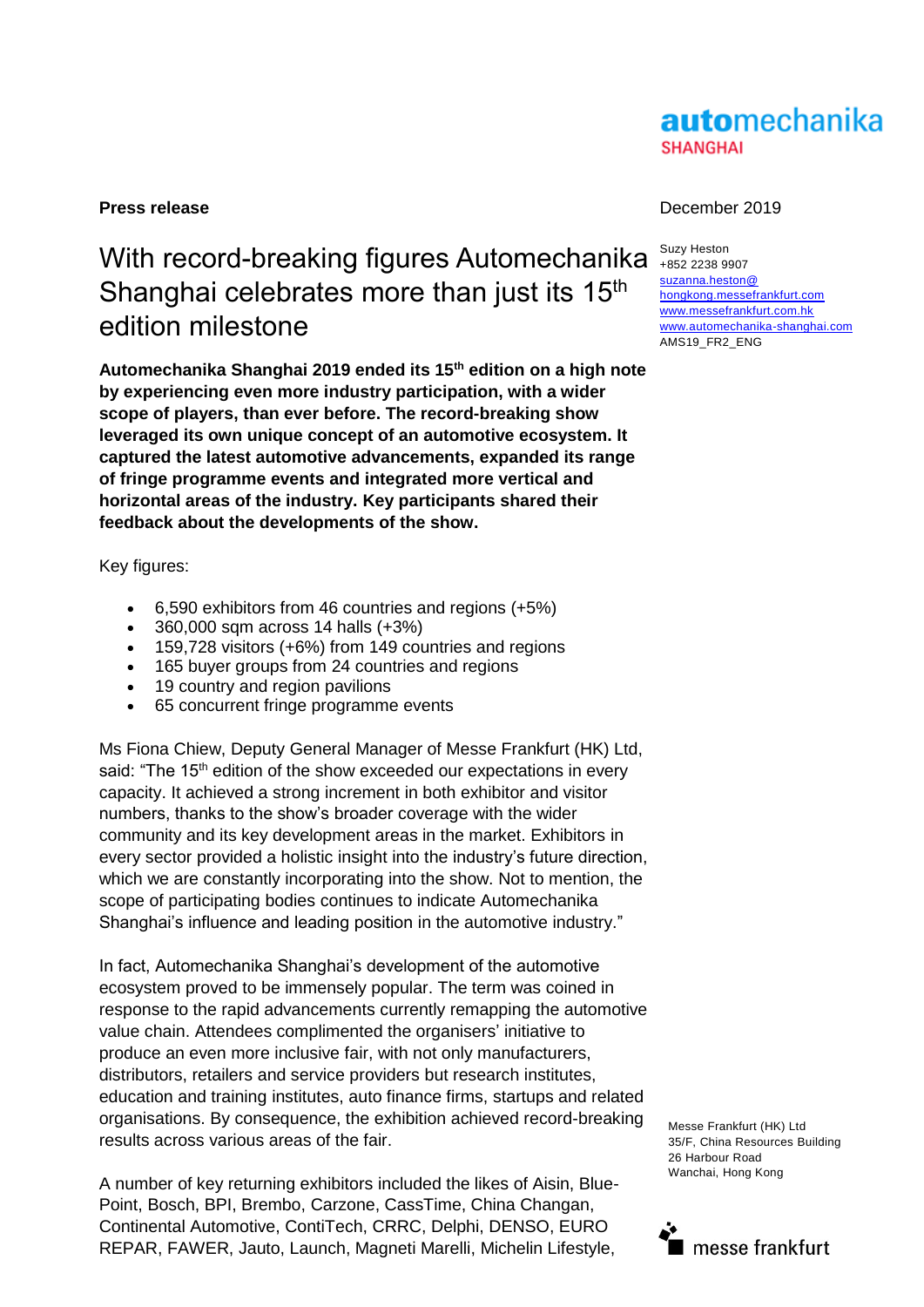**Press release**

December 2019

Suzy Heston
+852 2238 9907
suzanna.heston@hongkong.messefrankfurt.com
www.messefrankfurt.com.hk
www.automechanika-shanghai.com
AMS19_FR2_ENG

# With record-breaking figures Automechanika Shanghai celebrates more than just its 15th edition milestone

**Automechanika Shanghai 2019 ended its 15th edition on a high note by experiencing even more industry participation, with a wider scope of players, than ever before. The record-breaking show leveraged its own unique concept of an automotive ecosystem. It captured the latest automotive advancements, expanded its range of fringe programme events and integrated more vertical and horizontal areas of the industry. Key participants shared their feedback about the developments of the show.**

Key figures:

- 6,590 exhibitors from 46 countries and regions (+5%)
- 360,000 sqm across 14 halls (+3%)
- 159,728 visitors (+6%) from 149 countries and regions
- 165 buyer groups from 24 countries and regions
- 19 country and region pavilions
- 65 concurrent fringe programme events

Ms Fiona Chiew, Deputy General Manager of Messe Frankfurt (HK) Ltd, said: "The 15th edition of the show exceeded our expectations in every capacity. It achieved a strong increment in both exhibitor and visitor numbers, thanks to the show's broader coverage with the wider community and its key development areas in the market. Exhibitors in every sector provided a holistic insight into the industry's future direction, which we are constantly incorporating into the show. Not to mention, the scope of participating bodies continues to indicate Automechanika Shanghai's influence and leading position in the automotive industry."

In fact, Automechanika Shanghai's development of the automotive ecosystem proved to be immensely popular. The term was coined in response to the rapid advancements currently remapping the automotive value chain. Attendees complimented the organisers' initiative to produce an even more inclusive fair, with not only manufacturers, distributors, retailers and service providers but research institutes, education and training institutes, auto finance firms, startups and related organisations. By consequence, the exhibition achieved record-breaking results across various areas of the fair.

A number of key returning exhibitors included the likes of Aisin, Blue-Point, Bosch, BPI, Brembo, Carzone, CassTime, China Changan, Continental Automotive, ContiTech, CRRC, Delphi, DENSO, EURO REPAR, FAWER, Jauto, Launch, Magneti Marelli, Michelin Lifestyle,

Messe Frankfurt (HK) Ltd
35/F, China Resources Building
26 Harbour Road
Wanchai, Hong Kong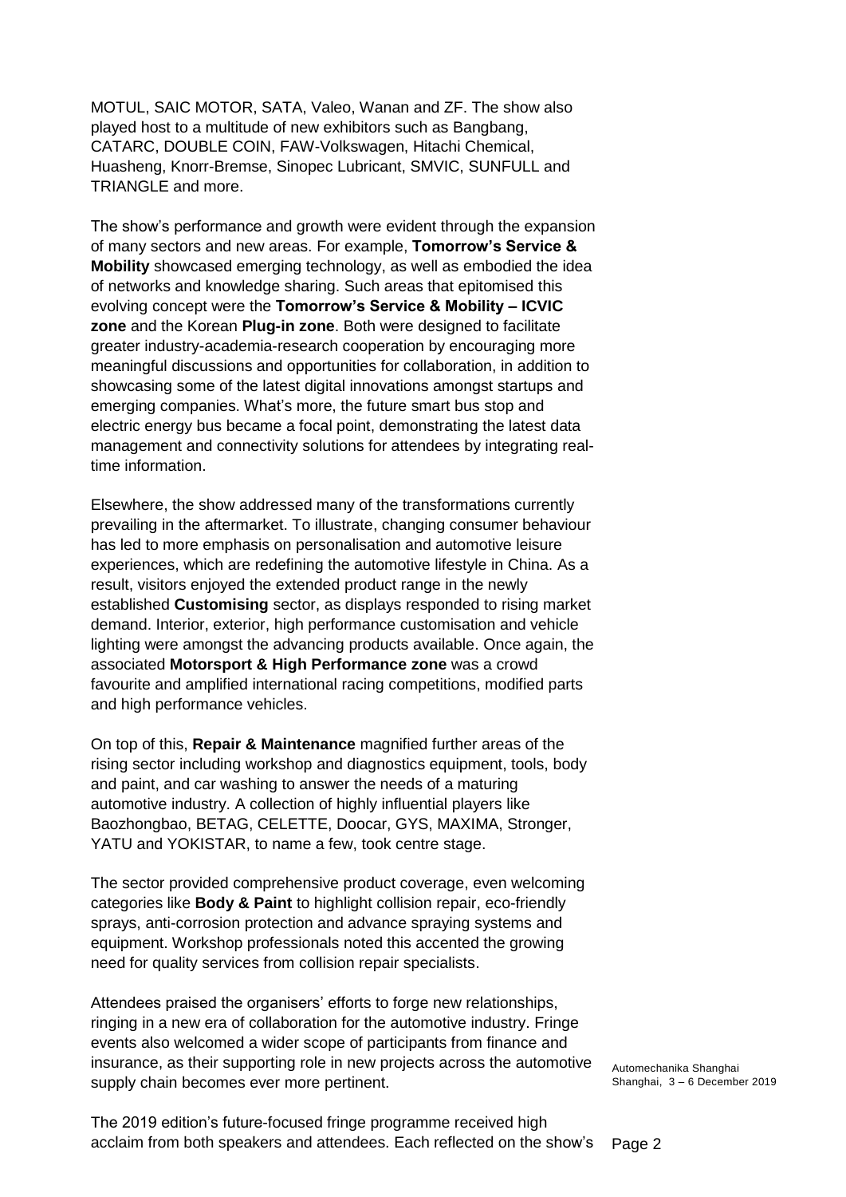MOTUL, SAIC MOTOR, SATA, Valeo, Wanan and ZF. The show also played host to a multitude of new exhibitors such as Bangbang, CATARC, DOUBLE COIN, FAW-Volkswagen, Hitachi Chemical, Huasheng, Knorr-Bremse, Sinopec Lubricant, SMVIC, SUNFULL and TRIANGLE and more.

The show's performance and growth were evident through the expansion of many sectors and new areas. For example, **Tomorrow's Service & Mobility** showcased emerging technology, as well as embodied the idea of networks and knowledge sharing. Such areas that epitomised this evolving concept were the **Tomorrow's Service & Mobility – ICVIC zone** and the Korean **Plug-in zone**. Both were designed to facilitate greater industry-academia-research cooperation by encouraging more meaningful discussions and opportunities for collaboration, in addition to showcasing some of the latest digital innovations amongst startups and emerging companies. What's more, the future smart bus stop and electric energy bus became a focal point, demonstrating the latest data management and connectivity solutions for attendees by integrating real-time information.

Elsewhere, the show addressed many of the transformations currently prevailing in the aftermarket. To illustrate, changing consumer behaviour has led to more emphasis on personalisation and automotive leisure experiences, which are redefining the automotive lifestyle in China. As a result, visitors enjoyed the extended product range in the newly established **Customising** sector, as displays responded to rising market demand. Interior, exterior, high performance customisation and vehicle lighting were amongst the advancing products available. Once again, the associated **Motorsport & High Performance zone** was a crowd favourite and amplified international racing competitions, modified parts and high performance vehicles.

On top of this, **Repair & Maintenance** magnified further areas of the rising sector including workshop and diagnostics equipment, tools, body and paint, and car washing to answer the needs of a maturing automotive industry. A collection of highly influential players like Baozhongbao, BETAG, CELETTE, Doocar, GYS, MAXIMA, Stronger, YATU and YOKISTAR, to name a few, took centre stage.

The sector provided comprehensive product coverage, even welcoming categories like **Body & Paint** to highlight collision repair, eco-friendly sprays, anti-corrosion protection and advance spraying systems and equipment. Workshop professionals noted this accented the growing need for quality services from collision repair specialists.

Attendees praised the organisers' efforts to forge new relationships, ringing in a new era of collaboration for the automotive industry. Fringe events also welcomed a wider scope of participants from finance and insurance, as their supporting role in new projects across the automotive supply chain becomes ever more pertinent.

The 2019 edition's future-focused fringe programme received high acclaim from both speakers and attendees. Each reflected on the show's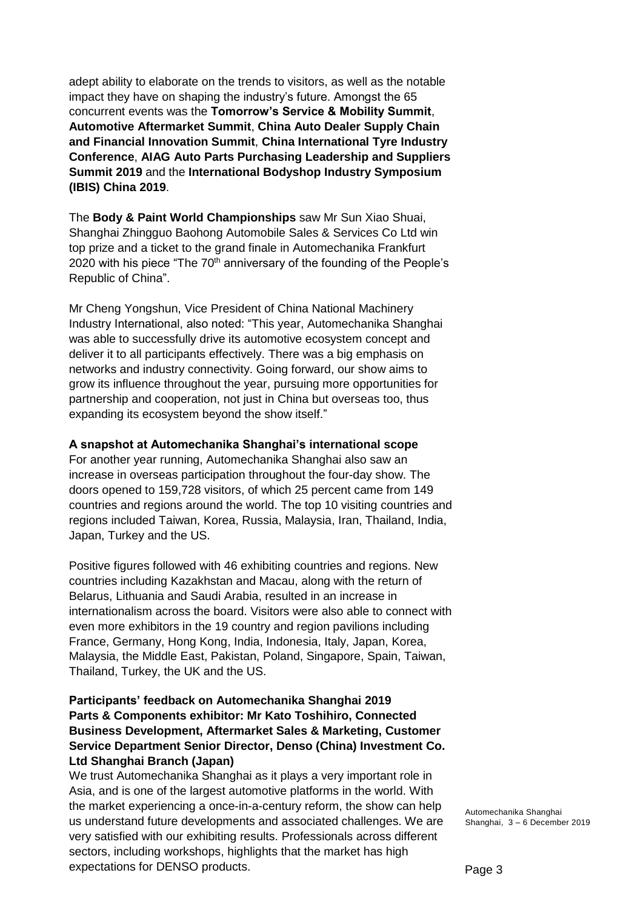adept ability to elaborate on the trends to visitors, as well as the notable impact they have on shaping the industry's future. Amongst the 65 concurrent events was the **Tomorrow's Service & Mobility Summit**, **Automotive Aftermarket Summit**, **China Auto Dealer Supply Chain and Financial Innovation Summit**, **China International Tyre Industry Conference**, **AIAG Auto Parts Purchasing Leadership and Suppliers Summit 2019** and the **International Bodyshop Industry Symposium (IBIS) China 2019**.

The **Body & Paint World Championships** saw Mr Sun Xiao Shuai, Shanghai Zhingguo Baohong Automobile Sales & Services Co Ltd win top prize and a ticket to the grand finale in Automechanika Frankfurt 2020 with his piece "The 70th anniversary of the founding of the People's Republic of China".

Mr Cheng Yongshun, Vice President of China National Machinery Industry International, also noted: "This year, Automechanika Shanghai was able to successfully drive its automotive ecosystem concept and deliver it to all participants effectively. There was a big emphasis on networks and industry connectivity. Going forward, our show aims to grow its influence throughout the year, pursuing more opportunities for partnership and cooperation, not just in China but overseas too, thus expanding its ecosystem beyond the show itself."

**A snapshot at Automechanika Shanghai's international scope**

For another year running, Automechanika Shanghai also saw an increase in overseas participation throughout the four-day show. The doors opened to 159,728 visitors, of which 25 percent came from 149 countries and regions around the world. The top 10 visiting countries and regions included Taiwan, Korea, Russia, Malaysia, Iran, Thailand, India, Japan, Turkey and the US.

Positive figures followed with 46 exhibiting countries and regions. New countries including Kazakhstan and Macau, along with the return of Belarus, Lithuania and Saudi Arabia, resulted in an increase in internationalism across the board. Visitors were also able to connect with even more exhibitors in the 19 country and region pavilions including France, Germany, Hong Kong, India, Indonesia, Italy, Japan, Korea, Malaysia, the Middle East, Pakistan, Poland, Singapore, Spain, Taiwan, Thailand, Turkey, the UK and the US.

**Participants' feedback on Automechanika Shanghai 2019**
**Parts & Components exhibitor: Mr Kato Toshihiro, Connected Business Development, Aftermarket Sales & Marketing, Customer Service Department Senior Director, Denso (China) Investment Co. Ltd Shanghai Branch (Japan)**

We trust Automechanika Shanghai as it plays a very important role in Asia, and is one of the largest automotive platforms in the world. With the market experiencing a once-in-a-century reform, the show can help us understand future developments and associated challenges. We are very satisfied with our exhibiting results. Professionals across different sectors, including workshops, highlights that the market has high expectations for DENSO products.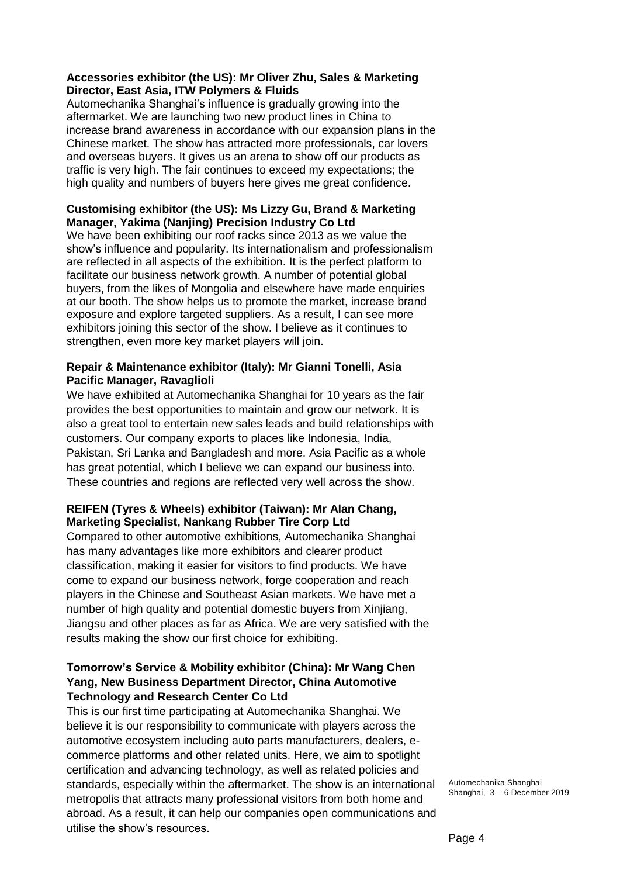**Accessories exhibitor (the US): Mr Oliver Zhu, Sales & Marketing Director, East Asia, ITW Polymers & Fluids**

Automechanika Shanghai's influence is gradually growing into the aftermarket. We are launching two new product lines in China to increase brand awareness in accordance with our expansion plans in the Chinese market. The show has attracted more professionals, car lovers and overseas buyers. It gives us an arena to show off our products as traffic is very high. The fair continues to exceed my expectations; the high quality and numbers of buyers here gives me great confidence.

**Customising exhibitor (the US): Ms Lizzy Gu, Brand & Marketing Manager, Yakima (Nanjing) Precision Industry Co Ltd**

We have been exhibiting our roof racks since 2013 as we value the show's influence and popularity. Its internationalism and professionalism are reflected in all aspects of the exhibition. It is the perfect platform to facilitate our business network growth. A number of potential global buyers, from the likes of Mongolia and elsewhere have made enquiries at our booth. The show helps us to promote the market, increase brand exposure and explore targeted suppliers. As a result, I can see more exhibitors joining this sector of the show. I believe as it continues to strengthen, even more key market players will join.

**Repair & Maintenance exhibitor (Italy): Mr Gianni Tonelli, Asia Pacific Manager, Ravaglioli**

We have exhibited at Automechanika Shanghai for 10 years as the fair provides the best opportunities to maintain and grow our network. It is also a great tool to entertain new sales leads and build relationships with customers. Our company exports to places like Indonesia, India, Pakistan, Sri Lanka and Bangladesh and more. Asia Pacific as a whole has great potential, which I believe we can expand our business into. These countries and regions are reflected very well across the show.

**REIFEN (Tyres & Wheels) exhibitor (Taiwan): Mr Alan Chang, Marketing Specialist, Nankang Rubber Tire Corp Ltd**

Compared to other automotive exhibitions, Automechanika Shanghai has many advantages like more exhibitors and clearer product classification, making it easier for visitors to find products. We have come to expand our business network, forge cooperation and reach players in the Chinese and Southeast Asian markets. We have met a number of high quality and potential domestic buyers from Xinjiang, Jiangsu and other places as far as Africa. We are very satisfied with the results making the show our first choice for exhibiting.

**Tomorrow's Service & Mobility exhibitor (China): Mr Wang Chen Yang, New Business Department Director, China Automotive Technology and Research Center Co Ltd**

This is our first time participating at Automechanika Shanghai. We believe it is our responsibility to communicate with players across the automotive ecosystem including auto parts manufacturers, dealers, e-commerce platforms and other related units. Here, we aim to spotlight certification and advancing technology, as well as related policies and standards, especially within the aftermarket. The show is an international metropolis that attracts many professional visitors from both home and abroad. As a result, it can help our companies open communications and utilise the show's resources.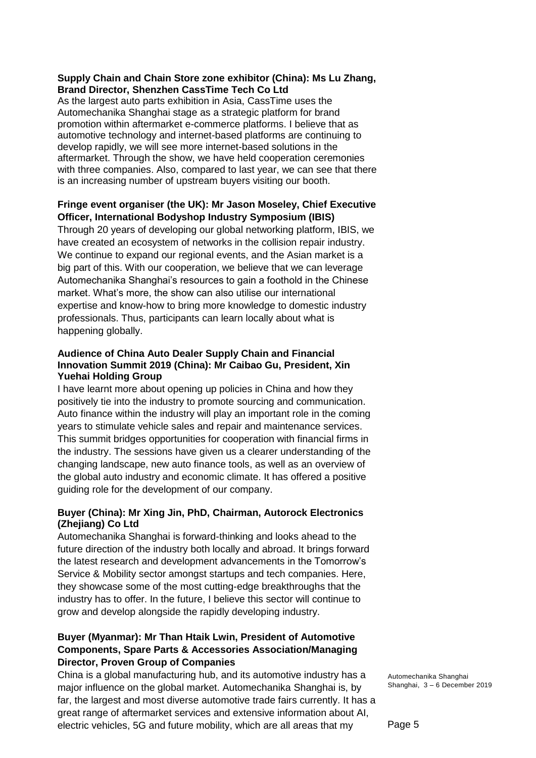**Supply Chain and Chain Store zone exhibitor (China): Ms Lu Zhang, Brand Director, Shenzhen CassTime Tech Co Ltd**

As the largest auto parts exhibition in Asia, CassTime uses the Automechanika Shanghai stage as a strategic platform for brand promotion within aftermarket e-commerce platforms. I believe that as automotive technology and internet-based platforms are continuing to develop rapidly, we will see more internet-based solutions in the aftermarket. Through the show, we have held cooperation ceremonies with three companies. Also, compared to last year, we can see that there is an increasing number of upstream buyers visiting our booth.

**Fringe event organiser (the UK): Mr Jason Moseley, Chief Executive Officer, International Bodyshop Industry Symposium (IBIS)**

Through 20 years of developing our global networking platform, IBIS, we have created an ecosystem of networks in the collision repair industry. We continue to expand our regional events, and the Asian market is a big part of this. With our cooperation, we believe that we can leverage Automechanika Shanghai's resources to gain a foothold in the Chinese market. What's more, the show can also utilise our international expertise and know-how to bring more knowledge to domestic industry professionals. Thus, participants can learn locally about what is happening globally.

**Audience of China Auto Dealer Supply Chain and Financial Innovation Summit 2019 (China): Mr Caibao Gu, President, Xin Yuehai Holding Group**

I have learnt more about opening up policies in China and how they positively tie into the industry to promote sourcing and communication. Auto finance within the industry will play an important role in the coming years to stimulate vehicle sales and repair and maintenance services. This summit bridges opportunities for cooperation with financial firms in the industry. The sessions have given us a clearer understanding of the changing landscape, new auto finance tools, as well as an overview of the global auto industry and economic climate. It has offered a positive guiding role for the development of our company.

**Buyer (China): Mr Xing Jin, PhD, Chairman, Autorock Electronics (Zhejiang) Co Ltd**

Automechanika Shanghai is forward-thinking and looks ahead to the future direction of the industry both locally and abroad. It brings forward the latest research and development advancements in the Tomorrow's Service & Mobility sector amongst startups and tech companies. Here, they showcase some of the most cutting-edge breakthroughs that the industry has to offer. In the future, I believe this sector will continue to grow and develop alongside the rapidly developing industry.

**Buyer (Myanmar): Mr Than Htaik Lwin, President of Automotive Components, Spare Parts & Accessories Association/Managing Director, Proven Group of Companies**

China is a global manufacturing hub, and its automotive industry has a major influence on the global market. Automechanika Shanghai is, by far, the largest and most diverse automotive trade fairs currently. It has a great range of aftermarket services and extensive information about AI, electric vehicles, 5G and future mobility, which are all areas that my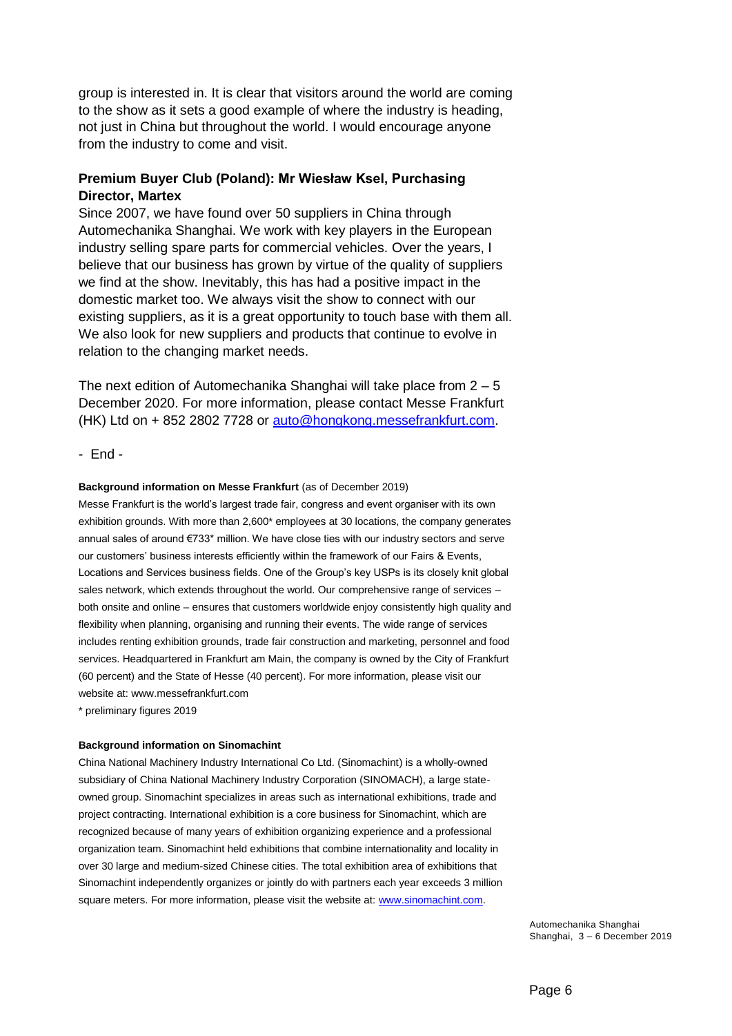group is interested in. It is clear that visitors around the world are coming to the show as it sets a good example of where the industry is heading, not just in China but throughout the world. I would encourage anyone from the industry to come and visit.

**Premium Buyer Club (Poland): Mr Wiesław Ksel, Purchasing Director, Martex**

Since 2007, we have found over 50 suppliers in China through Automechanika Shanghai. We work with key players in the European industry selling spare parts for commercial vehicles. Over the years, I believe that our business has grown by virtue of the quality of suppliers we find at the show. Inevitably, this has had a positive impact in the domestic market too. We always visit the show to connect with our existing suppliers, as it is a great opportunity to touch base with them all. We also look for new suppliers and products that continue to evolve in relation to the changing market needs.

The next edition of Automechanika Shanghai will take place from 2 – 5 December 2020. For more information, please contact Messe Frankfurt (HK) Ltd on + 852 2802 7728 or auto@hongkong.messefrankfurt.com.

\- End -

**Background information on Messe Frankfurt** (as of December 2019)

Messe Frankfurt is the world's largest trade fair, congress and event organiser with its own exhibition grounds. With more than 2,600* employees at 30 locations, the company generates annual sales of around €733* million. We have close ties with our industry sectors and serve our customers' business interests efficiently within the framework of our Fairs & Events, Locations and Services business fields. One of the Group's key USPs is its closely knit global sales network, which extends throughout the world. Our comprehensive range of services – both onsite and online – ensures that customers worldwide enjoy consistently high quality and flexibility when planning, organising and running their events. The wide range of services includes renting exhibition grounds, trade fair construction and marketing, personnel and food services. Headquartered in Frankfurt am Main, the company is owned by the City of Frankfurt (60 percent) and the State of Hesse (40 percent). For more information, please visit our website at: www.messefrankfurt.com

\* preliminary figures 2019

**Background information on Sinomachint**

China National Machinery Industry International Co Ltd. (Sinomachint) is a wholly-owned subsidiary of China National Machinery Industry Corporation (SINOMACH), a large state-owned group. Sinomachint specializes in areas such as international exhibitions, trade and project contracting. International exhibition is a core business for Sinomachint, which are recognized because of many years of exhibition organizing experience and a professional organization team. Sinomachint held exhibitions that combine internationality and locality in over 30 large and medium-sized Chinese cities. The total exhibition area of exhibitions that Sinomachint independently organizes or jointly do with partners each year exceeds 3 million square meters. For more information, please visit the website at: www.sinomachint.com.